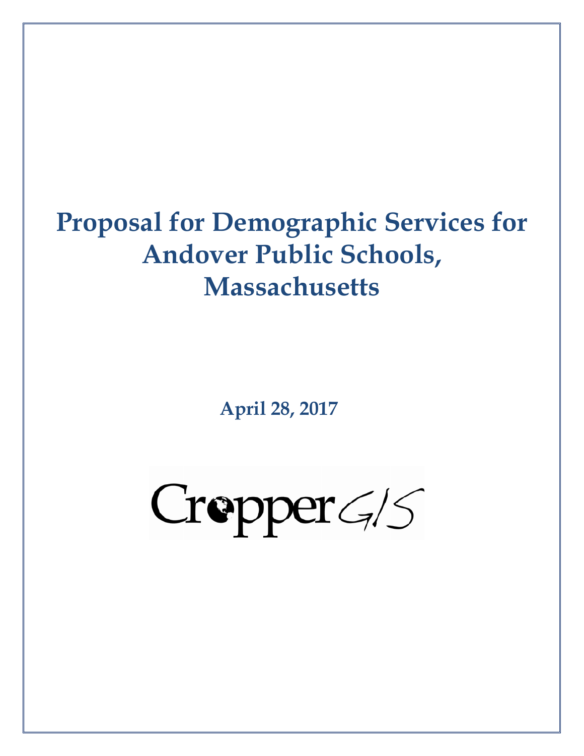# Proposal for Demographic Services for Andover Public Schools, Massachusetts

**April 28, 2017**

CropperGIS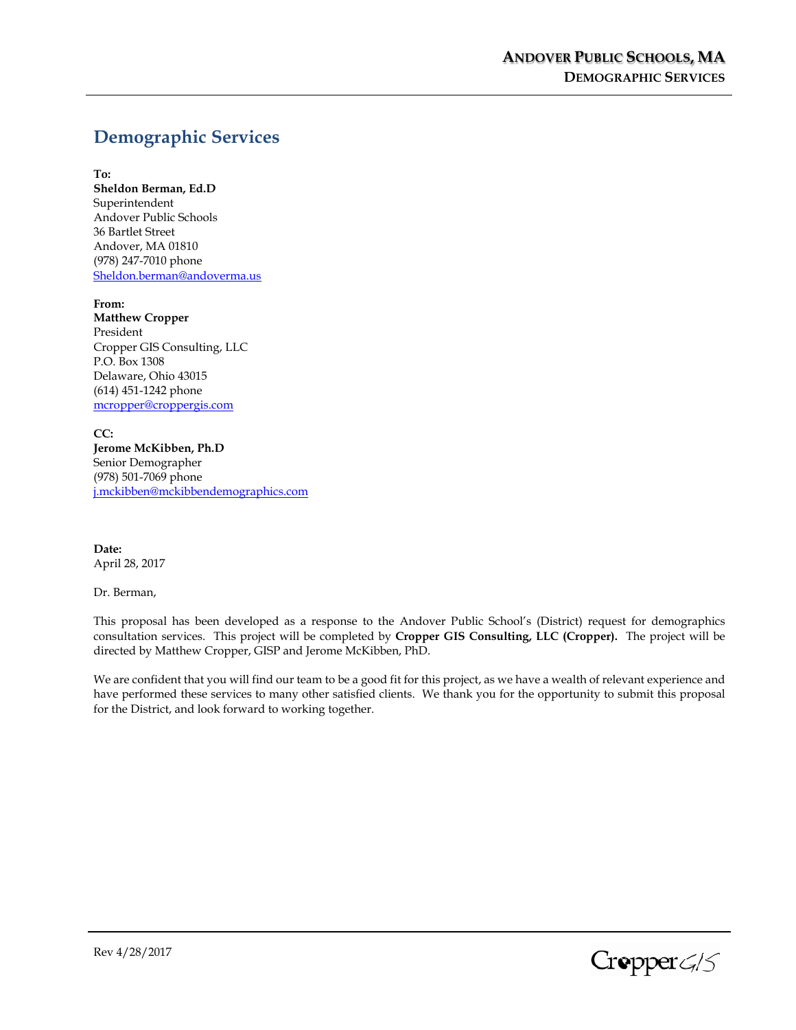# Demographic Services

**To:**
**Sheldon Berman, Ed.D**
Superintendent
Andover Public Schools
36 Bartlet Street
Andover, MA 01810
(978) 247-7010 phone
Sheldon.berman@andoverma.us

**From:**
**Matthew Cropper**
President
Cropper GIS Consulting, LLC
P.O. Box 1308
Delaware, Ohio 43015
(614) 451-1242 phone
mcropper@croppergis.com

**CC:**
**Jerome McKibben, Ph.D**
Senior Demographer
(978) 501-7069 phone
j.mckibben@mckibbendemographics.com

**Date:**
April 28, 2017

Dr. Berman,

This proposal has been developed as a response to the Andover Public School's (District) request for demographics consultation services. This project will be completed by **Cropper GIS Consulting, LLC (Cropper).** The project will be directed by Matthew Cropper, GISP and Jerome McKibben, PhD.

We are confident that you will find our team to be a good fit for this project, as we have a wealth of relevant experience and have performed these services to many other satisfied clients. We thank you for the opportunity to submit this proposal for the District, and look forward to working together.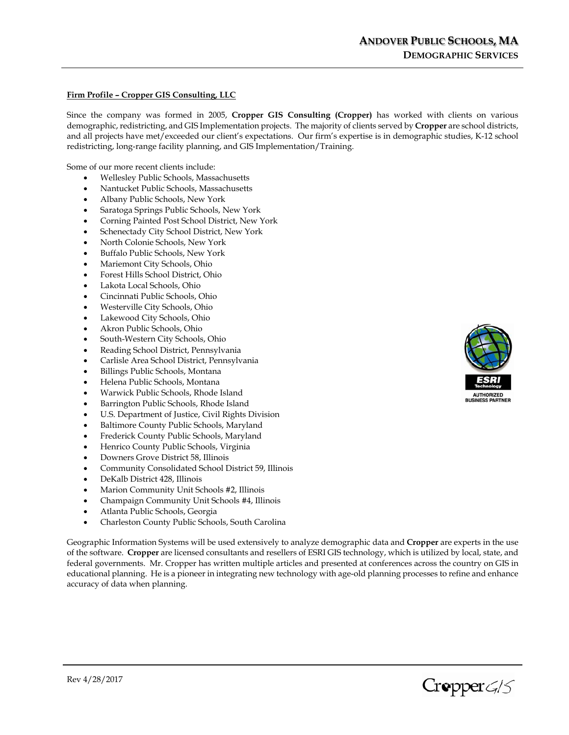**Firm Profile – Cropper GIS Consulting, LLC**

Since the company was formed in 2005, **Cropper GIS Consulting (Cropper)** has worked with clients on various demographic, redistricting, and GIS Implementation projects. The majority of clients served by **Cropper** are school districts, and all projects have met/exceeded our client's expectations. Our firm's expertise is in demographic studies, K-12 school redistricting, long-range facility planning, and GIS Implementation/Training.

Some of our more recent clients include:

- Wellesley Public Schools, Massachusetts
- Nantucket Public Schools, Massachusetts
- Albany Public Schools, New York
- Saratoga Springs Public Schools, New York
- Corning Painted Post School District, New York
- Schenectady City School District, New York
- North Colonie Schools, New York
- Buffalo Public Schools, New York
- Mariemont City Schools, Ohio
- Forest Hills School District, Ohio
- Lakota Local Schools, Ohio
- Cincinnati Public Schools, Ohio
- Westerville City Schools, Ohio
- Lakewood City Schools, Ohio
- Akron Public Schools, Ohio
- South-Western City Schools, Ohio
- Reading School District, Pennsylvania
- Carlisle Area School District, Pennsylvania
- Billings Public Schools, Montana
- Helena Public Schools, Montana
- Warwick Public Schools, Rhode Island
- Barrington Public Schools, Rhode Island
- U.S. Department of Justice, Civil Rights Division
- Baltimore County Public Schools, Maryland
- Frederick County Public Schools, Maryland
- Henrico County Public Schools, Virginia
- Downers Grove District 58, Illinois
- Community Consolidated School District 59, Illinois
- DeKalb District 428, Illinois
- Marion Community Unit Schools #2, Illinois
- Champaign Community Unit Schools #4, Illinois
- Atlanta Public Schools, Georgia
- Charleston County Public Schools, South Carolina

Geographic Information Systems will be used extensively to analyze demographic data and **Cropper** are experts in the use of the software. **Cropper** are licensed consultants and resellers of ESRI GIS technology, which is utilized by local, state, and federal governments. Mr. Cropper has written multiple articles and presented at conferences across the country on GIS in educational planning. He is a pioneer in integrating new technology with age-old planning processes to refine and enhance accuracy of data when planning.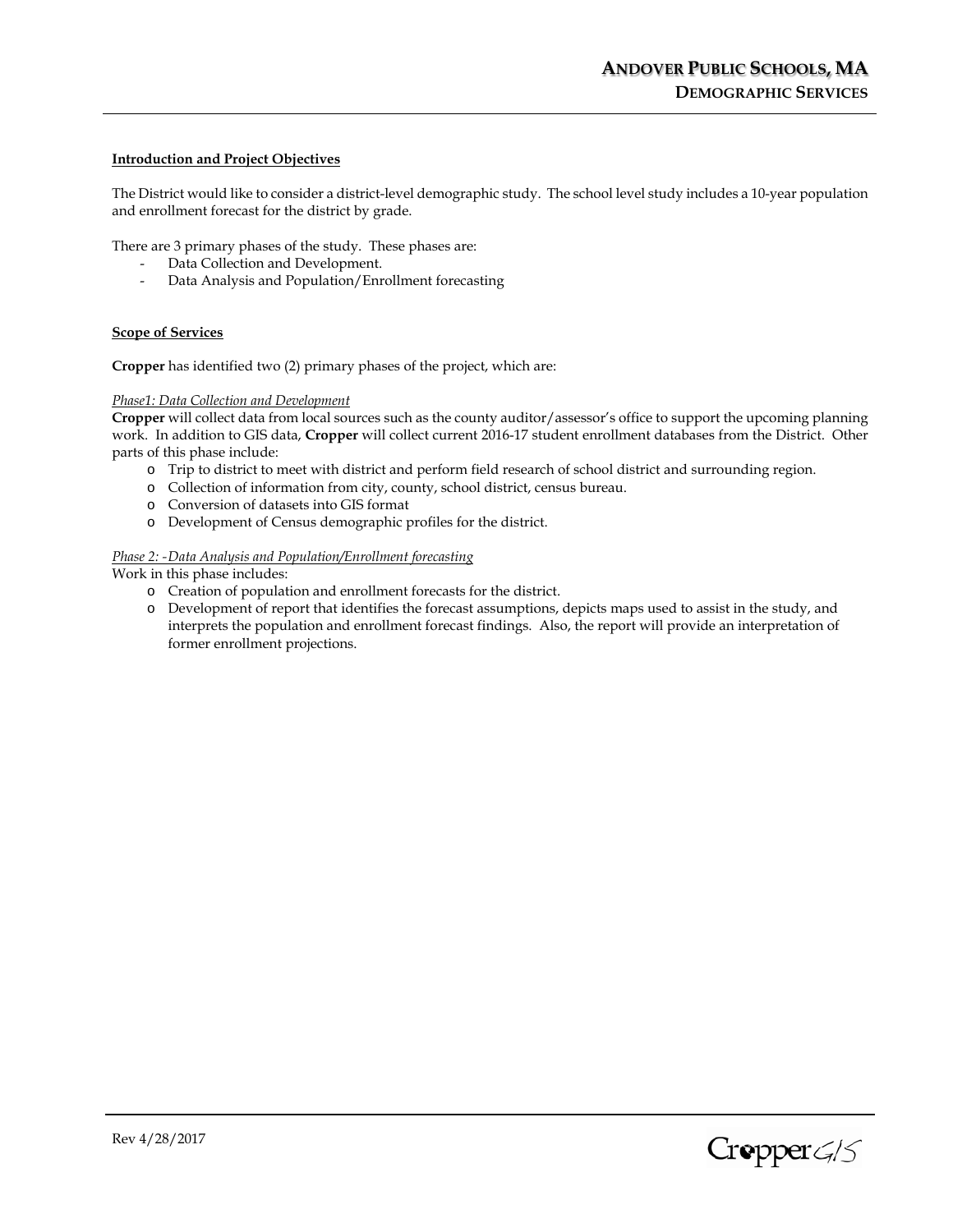**Introduction and Project Objectives**

The District would like to consider a district-level demographic study. The school level study includes a 10-year population and enrollment forecast for the district by grade.

There are 3 primary phases of the study. These phases are:

- Data Collection and Development.
- Data Analysis and Population/Enrollment forecasting

**Scope of Services**

**Cropper** has identified two (2) primary phases of the project, which are:

*Phase1: Data Collection and Development*

**Cropper** will collect data from local sources such as the county auditor/assessor's office to support the upcoming planning work. In addition to GIS data, **Cropper** will collect current 2016-17 student enrollment databases from the District. Other parts of this phase include:

- Trip to district to meet with district and perform field research of school district and surrounding region.
- Collection of information from city, county, school district, census bureau.
- Conversion of datasets into GIS format
- Development of Census demographic profiles for the district.

*Phase 2: -Data Analysis and Population/Enrollment forecasting*

Work in this phase includes:

- Creation of population and enrollment forecasts for the district.
- Development of report that identifies the forecast assumptions, depicts maps used to assist in the study, and interprets the population and enrollment forecast findings. Also, the report will provide an interpretation of former enrollment projections.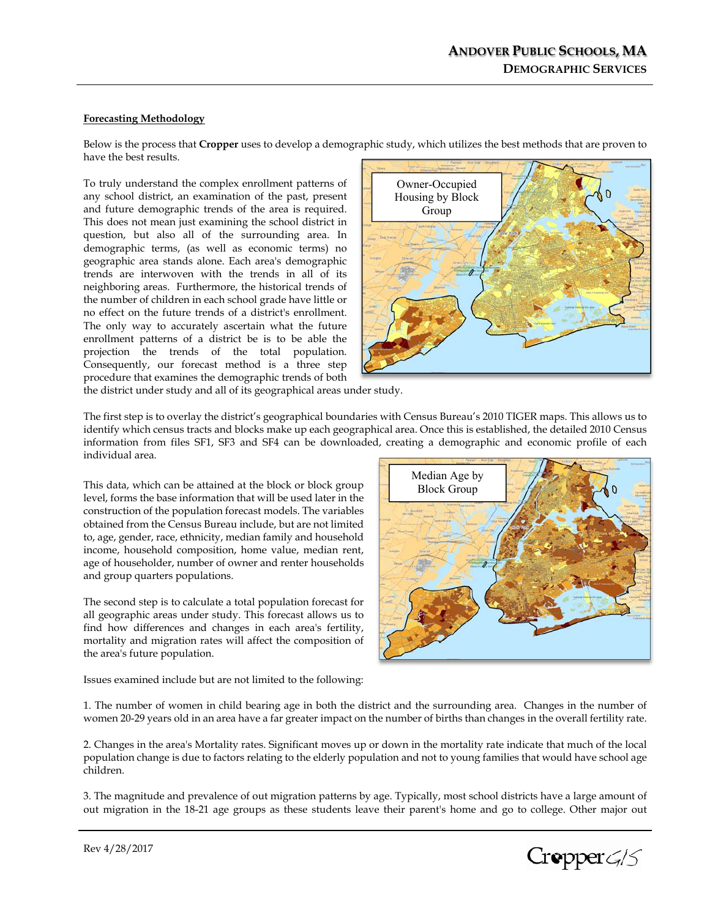## Forecasting Methodology

Below is the process that **Cropper** uses to develop a demographic study, which utilizes the best methods that are proven to have the best results.

To truly understand the complex enrollment patterns of any school district, an examination of the past, present and future demographic trends of the area is required. This does not mean just examining the school district in question, but also all of the surrounding area. In demographic terms, (as well as economic terms) no geographic area stands alone. Each area's demographic trends are interwoven with the trends in all of its neighboring areas. Furthermore, the historical trends of the number of children in each school grade have little or no effect on the future trends of a district's enrollment. The only way to accurately ascertain what the future enrollment patterns of a district be is to be able the projection the trends of the total population. Consequently, our forecast method is a three step procedure that examines the demographic trends of both the district under study and all of its geographical areas under study.

Owner-Occupied Housing by Block Group

The first step is to overlay the district's geographical boundaries with Census Bureau's 2010 TIGER maps. This allows us to identify which census tracts and blocks make up each geographical area. Once this is established, the detailed 2010 Census information from files SF1, SF3 and SF4 can be downloaded, creating a demographic and economic profile of each individual area.

This data, which can be attained at the block or block group level, forms the base information that will be used later in the construction of the population forecast models. The variables obtained from the Census Bureau include, but are not limited to, age, gender, race, ethnicity, median family and household income, household composition, home value, median rent, age of householder, number of owner and renter households and group quarters populations.

Median Age by Block Group

The second step is to calculate a total population forecast for all geographic areas under study. This forecast allows us to find how differences and changes in each area's fertility, mortality and migration rates will affect the composition of the area's future population.

Issues examined include but are not limited to the following:

1. The number of women in child bearing age in both the district and the surrounding area. Changes in the number of women 20-29 years old in an area have a far greater impact on the number of births than changes in the overall fertility rate.

2. Changes in the area's Mortality rates. Significant moves up or down in the mortality rate indicate that much of the local population change is due to factors relating to the elderly population and not to young families that would have school age children.

3. The magnitude and prevalence of out migration patterns by age. Typically, most school districts have a large amount of out migration in the 18-21 age groups as these students leave their parent's home and go to college. Other major out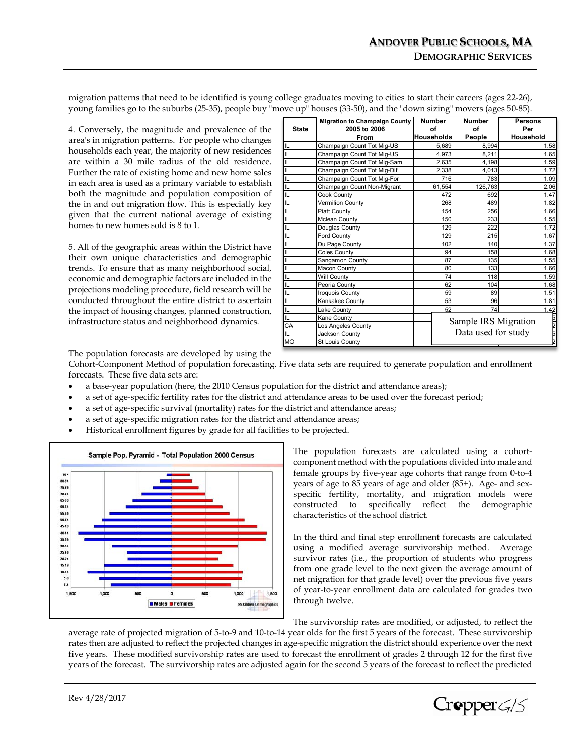migration patterns that need to be identified is young college graduates moving to cities to start their careers (ages 22-26), young families go to the suburbs (25-35), people buy "move up" houses (33-50), and the "down sizing" movers (ages 50-85).

4. Conversely, the magnitude and prevalence of the area's in migration patterns. For people who changes households each year, the majority of new residences are within a 30 mile radius of the old residence. Further the rate of existing home and new home sales in each area is used as a primary variable to establish both the magnitude and population composition of the in and out migration flow. This is especially key given that the current national average of existing homes to new homes sold is 8 to 1.

5. All of the geographic areas within the District have their own unique characteristics and demographic trends. To ensure that as many neighborhood social, economic and demographic factors are included in the projections modeling procedure, field research will be conducted throughout the entire district to ascertain the impact of housing changes, planned construction, infrastructure status and neighborhood dynamics.

| State | Migration to Champaign County 2005 to 2006 From | Number of Households | Number of People | Persons Per Household |
|---|---|---|---|---|
| IL | Champaign Count Tot Mig-US | 5,689 | 8,994 | 1.58 |
| IL | Champaign Count Tot Mig-US | 4,973 | 8,211 | 1.65 |
| IL | Champaign Count Tot Mig-Sam | 2,635 | 4,198 | 1.59 |
| IL | Champaign Count Tot Mig-Dif | 2,338 | 4,013 | 1.72 |
| IL | Champaign Count Tot Mig-For | 716 | 783 | 1.09 |
| IL | Champaign Count Non-Migrant | 61,554 | 126,763 | 2.06 |
| IL | Cook County | 472 | 692 | 1.47 |
| IL | Vermilion County | 268 | 489 | 1.82 |
| IL | Piatt County | 154 | 256 | 1.66 |
| IL | Mclean County | 150 | 233 | 1.55 |
| IL | Douglas County | 129 | 222 | 1.72 |
| IL | Ford County | 129 | 215 | 1.67 |
| IL | Du Page County | 102 | 140 | 1.37 |
| IL | Coles County | 94 | 158 | 1.68 |
| IL | Sangamon County | 87 | 135 | 1.55 |
| IL | Macon County | 80 | 133 | 1.66 |
| IL | Will County | 74 | 118 | 1.59 |
| IL | Peoria County | 62 | 104 | 1.68 |
| IL | Iroquois County | 59 | 89 | 1.51 |
| IL | Kankakee County | 53 | 96 | 1.81 |
| IL | Lake County | 52 | 74 | 1.42 |
| IL | Kane County | | | |
| CA | Los Angeles County | | | |
| IL | Jackson County | | | |
| MO | St Louis County | | | |

Sample IRS Migration Data used for study

The population forecasts are developed by using the Cohort-Component Method of population forecasting. Five data sets are required to generate population and enrollment forecasts. These five data sets are:

- a base-year population (here, the 2010 Census population for the district and attendance areas);
- a set of age-specific fertility rates for the district and attendance areas to be used over the forecast period;
- a set of age-specific survival (mortality) rates for the district and attendance areas;
- a set of age-specific migration rates for the district and attendance areas;
- Historical enrollment figures by grade for all facilities to be projected.

Sample Pop. Pyramid - Total Population 2000 Census

The population forecasts are calculated using a cohort-component method with the populations divided into male and female groups by five-year age cohorts that range from 0-to-4 years of age to 85 years of age and older (85+). Age- and sex-specific fertility, mortality, and migration models were constructed to specifically reflect the demographic characteristics of the school district.

In the third and final step enrollment forecasts are calculated using a modified average survivorship method. Average survivor rates (i.e., the proportion of students who progress from one grade level to the next given the average amount of net migration for that grade level) over the previous five years of year-to-year enrollment data are calculated for grades two through twelve.

The survivorship rates are modified, or adjusted, to reflect the average rate of projected migration of 5-to-9 and 10-to-14 year olds for the first 5 years of the forecast. These survivorship rates then are adjusted to reflect the projected changes in age-specific migration the district should experience over the next five years. These modified survivorship rates are used to forecast the enrollment of grades 2 through 12 for the first five years of the forecast. The survivorship rates are adjusted again for the second 5 years of the forecast to reflect the predicted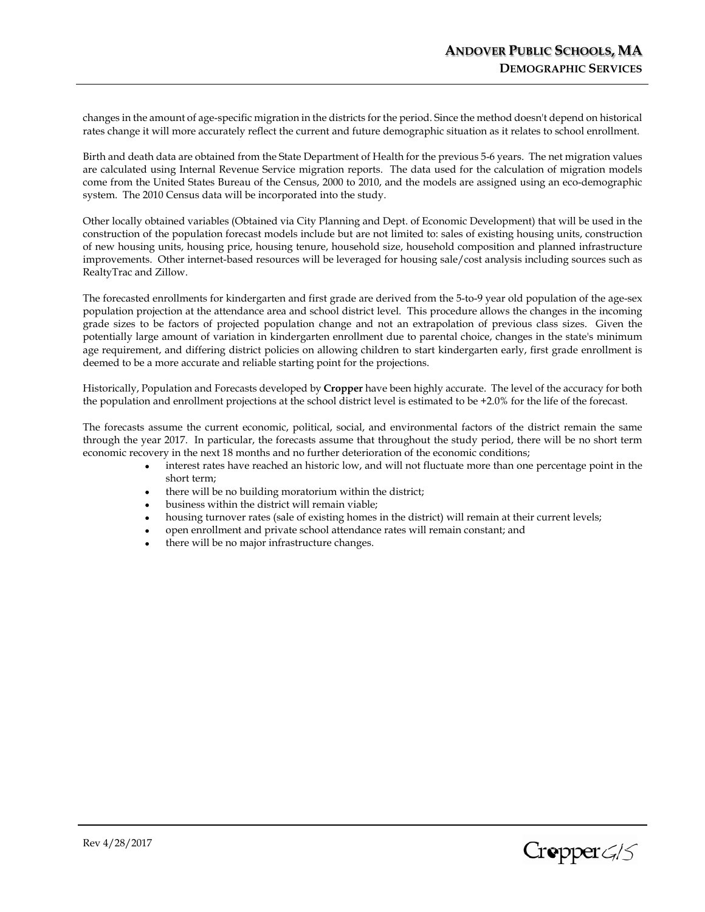changes in the amount of age-specific migration in the districts for the period. Since the method doesn't depend on historical rates change it will more accurately reflect the current and future demographic situation as it relates to school enrollment.

Birth and death data are obtained from the State Department of Health for the previous 5-6 years. The net migration values are calculated using Internal Revenue Service migration reports. The data used for the calculation of migration models come from the United States Bureau of the Census, 2000 to 2010, and the models are assigned using an eco-demographic system. The 2010 Census data will be incorporated into the study.

Other locally obtained variables (Obtained via City Planning and Dept. of Economic Development) that will be used in the construction of the population forecast models include but are not limited to: sales of existing housing units, construction of new housing units, housing price, housing tenure, household size, household composition and planned infrastructure improvements. Other internet-based resources will be leveraged for housing sale/cost analysis including sources such as RealtyTrac and Zillow.

The forecasted enrollments for kindergarten and first grade are derived from the 5-to-9 year old population of the age-sex population projection at the attendance area and school district level. This procedure allows the changes in the incoming grade sizes to be factors of projected population change and not an extrapolation of previous class sizes. Given the potentially large amount of variation in kindergarten enrollment due to parental choice, changes in the state's minimum age requirement, and differing district policies on allowing children to start kindergarten early, first grade enrollment is deemed to be a more accurate and reliable starting point for the projections.

Historically, Population and Forecasts developed by **Cropper** have been highly accurate. The level of the accuracy for both the population and enrollment projections at the school district level is estimated to be +2.0% for the life of the forecast.

The forecasts assume the current economic, political, social, and environmental factors of the district remain the same through the year 2017. In particular, the forecasts assume that throughout the study period, there will be no short term economic recovery in the next 18 months and no further deterioration of the economic conditions;

- interest rates have reached an historic low, and will not fluctuate more than one percentage point in the short term;
- there will be no building moratorium within the district;
- business within the district will remain viable;
- housing turnover rates (sale of existing homes in the district) will remain at their current levels;
- open enrollment and private school attendance rates will remain constant; and
- there will be no major infrastructure changes.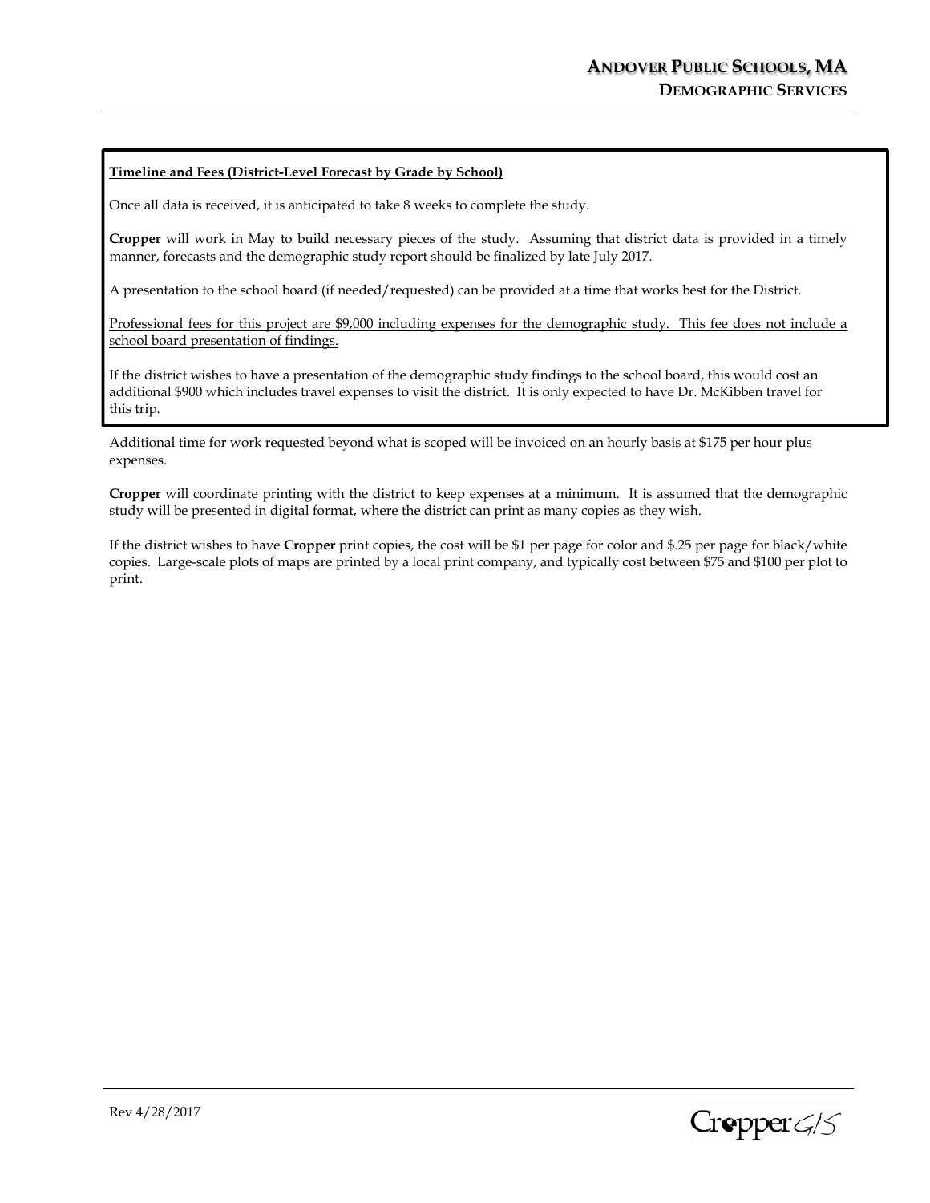**<u>Timeline and Fees (District-Level Forecast by Grade by School)</u>**

Once all data is received, it is anticipated to take 8 weeks to complete the study.

**Cropper** will work in May to build necessary pieces of the study. Assuming that district data is provided in a timely manner, forecasts and the demographic study report should be finalized by late July 2017.

A presentation to the school board (if needed/requested) can be provided at a time that works best for the District.

<u>Professional fees for this project are $9,000 including expenses for the demographic study. This fee does not include a school board presentation of findings.</u>

If the district wishes to have a presentation of the demographic study findings to the school board, this would cost an additional $900 which includes travel expenses to visit the district. It is only expected to have Dr. McKibben travel for this trip.

Additional time for work requested beyond what is scoped will be invoiced on an hourly basis at $175 per hour plus expenses.

**Cropper** will coordinate printing with the district to keep expenses at a minimum. It is assumed that the demographic study will be presented in digital format, where the district can print as many copies as they wish.

If the district wishes to have **Cropper** print copies, the cost will be $1 per page for color and $.25 per page for black/white copies. Large-scale plots of maps are printed by a local print company, and typically cost between $75 and $100 per plot to print.